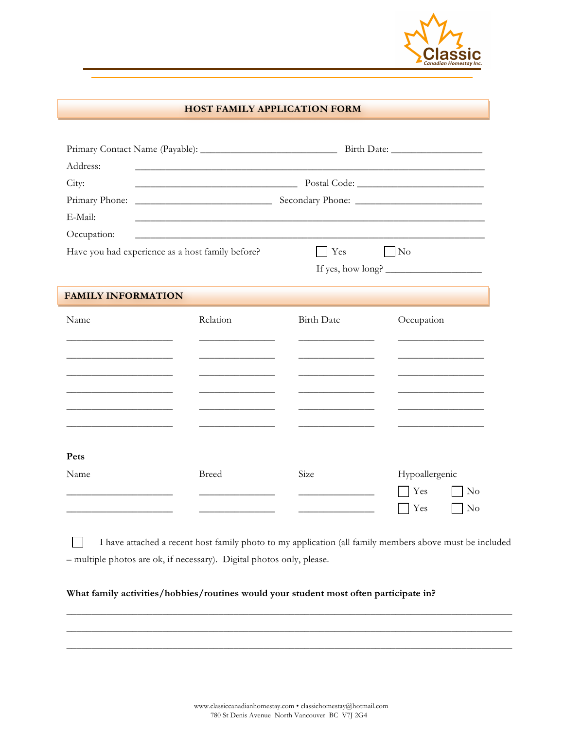Classic
Canadian Homestay Inc.

## HOST FAMILY APPLICATION FORM

Primary Contact Name (Payable): ____________________________ Birth Date: __________________

Address: ________________________________________________________________________

City: _________________________________ Postal Code: __________________________

Primary Phone: ____________________________ Secondary Phone: __________________________

E-Mail: ________________________________________________________________________

Occupation: ________________________________________________________________________

Have you had experience as a host family before? ☐ Yes ☐ No

If yes, how long? ___________________

## FAMILY INFORMATION

| Name | Relation | Birth Date | Occupation |
|---|---|---|---|
| ______________ | ______________ | ______________ | ______________ |
| ______________ | ______________ | ______________ | ______________ |
| ______________ | ______________ | ______________ | ______________ |
| ______________ | ______________ | ______________ | ______________ |
| ______________ | ______________ | ______________ | ______________ |
| ______________ | ______________ | ______________ | ______________ |

**Pets**

| Name | Breed | Size | Hypoallergenic |
|---|---|---|---|
| ______________ | ______________ | ______________ | ☐ Yes ☐ No |
| ______________ | ______________ | ______________ | ☐ Yes ☐ No |

☐ I have attached a recent host family photo to my application (all family members above must be included – multiple photos are ok, if necessary). Digital photos only, please.

**What family activities/hobbies/routines would your student most often participate in?**

________________________________________________________________________

________________________________________________________________________

________________________________________________________________________

www.classiccanadianhomestay.com • classichomestay@hotmail.com
780 St Denis Avenue North Vancouver BC V7J 2G4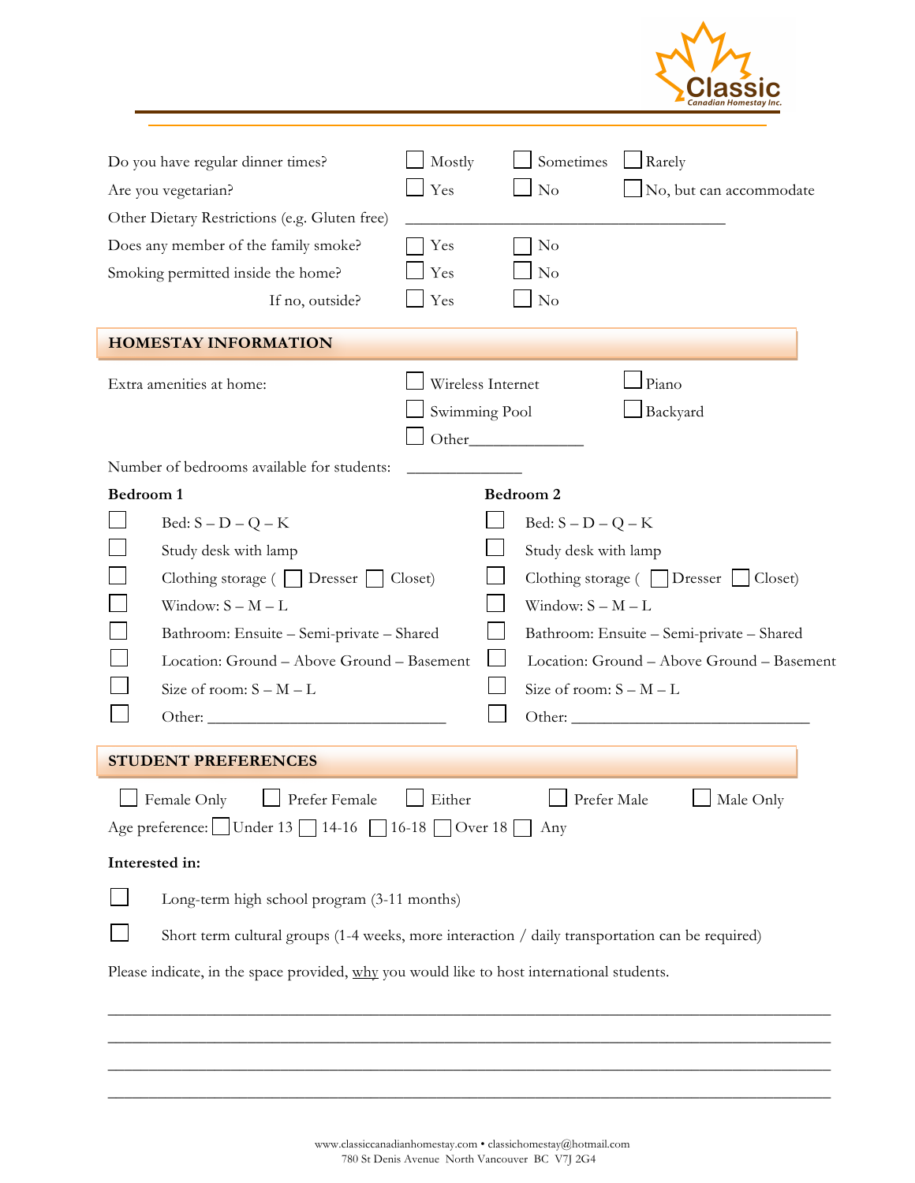Do you have regular dinner times? ☐ Mostly ☐ Sometimes ☐ Rarely

Are you vegetarian? ☐ Yes ☐ No ☐ No, but can accommodate

Other Dietary Restrictions (e.g. Gluten free) ________________________________

Does any member of the family smoke? ☐ Yes ☐ No

Smoking permitted inside the home? ☐ Yes ☐ No

If no, outside? ☐ Yes ☐ No

## HOMESTAY INFORMATION

Extra amenities at home: ☐ Wireless Internet ☐ Piano ☐ Swimming Pool ☐ Backyard ☐ Other______________

Number of bedrooms available for students: ______________

**Bedroom 1**

- ☐ Bed: S – D – Q – K
- ☐ Study desk with lamp
- ☐ Clothing storage ( ☐ Dresser ☐ Closet)
- ☐ Window: S – M – L
- ☐ Bathroom: Ensuite – Semi-private – Shared
- ☐ Location: Ground – Above Ground – Basement
- ☐ Size of room: S – M – L
- ☐ Other: ______________________________

**Bedroom 2**

- ☐ Bed: S – D – Q – K
- ☐ Study desk with lamp
- ☐ Clothing storage ( ☐ Dresser ☐ Closet)
- ☐ Window: S – M – L
- ☐ Bathroom: Ensuite – Semi-private – Shared
- ☐ Location: Ground – Above Ground – Basement
- ☐ Size of room: S – M – L
- ☐ Other: ______________________________

## STUDENT PREFERENCES

☐ Female Only ☐ Prefer Female ☐ Either ☐ Prefer Male ☐ Male Only

Age preference: ☐ Under 13 ☐ 14-16 ☐ 16-18 ☐ Over 18 ☐ Any

**Interested in:**

☐ Long-term high school program (3-11 months)

☐ Short term cultural groups (1-4 weeks, more interaction / daily transportation can be required)

Please indicate, in the space provided, why you would like to host international students.

______________________________________________________________________________

______________________________________________________________________________

______________________________________________________________________________

______________________________________________________________________________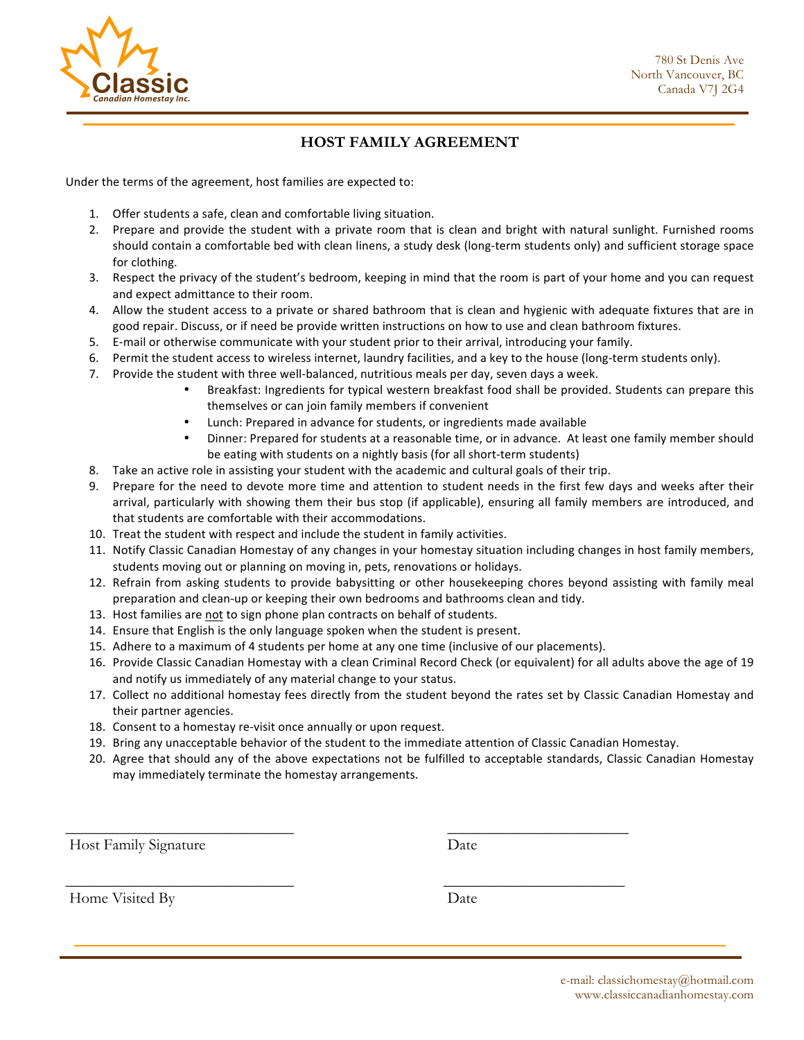Classic
Canadian Homestay Inc.

780 St Denis Ave
North Vancouver, BC
Canada V7J 2G4

## HOST FAMILY AGREEMENT

Under the terms of the agreement, host families are expected to:

1. Offer students a safe, clean and comfortable living situation.
2. Prepare and provide the student with a private room that is clean and bright with natural sunlight. Furnished rooms should contain a comfortable bed with clean linens, a study desk (long-term students only) and sufficient storage space for clothing.
3. Respect the privacy of the student's bedroom, keeping in mind that the room is part of your home and you can request and expect admittance to their room.
4. Allow the student access to a private or shared bathroom that is clean and hygienic with adequate fixtures that are in good repair. Discuss, or if need be provide written instructions on how to use and clean bathroom fixtures.
5. E-mail or otherwise communicate with your student prior to their arrival, introducing your family.
6. Permit the student access to wireless internet, laundry facilities, and a key to the house (long-term students only).
7. Provide the student with three well-balanced, nutritious meals per day, seven days a week.
   - Breakfast: Ingredients for typical western breakfast food shall be provided. Students can prepare this themselves or can join family members if convenient
   - Lunch: Prepared in advance for students, or ingredients made available
   - Dinner: Prepared for students at a reasonable time, or in advance. At least one family member should be eating with students on a nightly basis (for all short-term students)
8. Take an active role in assisting your student with the academic and cultural goals of their trip.
9. Prepare for the need to devote more time and attention to student needs in the first few days and weeks after their arrival, particularly with showing them their bus stop (if applicable), ensuring all family members are introduced, and that students are comfortable with their accommodations.
10. Treat the student with respect and include the student in family activities.
11. Notify Classic Canadian Homestay of any changes in your homestay situation including changes in host family members, students moving out or planning on moving in, pets, renovations or holidays.
12. Refrain from asking students to provide babysitting or other housekeeping chores beyond assisting with family meal preparation and clean-up or keeping their own bedrooms and bathrooms clean and tidy.
13. Host families are <u>not</u> to sign phone plan contracts on behalf of students.
14. Ensure that English is the only language spoken when the student is present.
15. Adhere to a maximum of 4 students per home at any one time (inclusive of our placements).
16. Provide Classic Canadian Homestay with a clean Criminal Record Check (or equivalent) for all adults above the age of 19 and notify us immediately of any material change to your status.
17. Collect no additional homestay fees directly from the student beyond the rates set by Classic Canadian Homestay and their partner agencies.
18. Consent to a homestay re-visit once annually or upon request.
19. Bring any unacceptable behavior of the student to the immediate attention of Classic Canadian Homestay.
20. Agree that should any of the above expectations not be fulfilled to acceptable standards, Classic Canadian Homestay may immediately terminate the homestay arrangements.

\_\_\_\_\_\_\_\_\_\_\_\_\_\_\_\_\_\_\_\_\_\_\_\_\_\_\_\_\_\_ \_\_\_\_\_\_\_\_\_\_\_\_\_\_\_\_\_\_\_\_\_\_\_\_

Host Family Signature Date

\_\_\_\_\_\_\_\_\_\_\_\_\_\_\_\_\_\_\_\_\_\_\_\_\_\_\_\_\_\_ \_\_\_\_\_\_\_\_\_\_\_\_\_\_\_\_\_\_\_\_\_\_\_\_

Home Visited By Date

e-mail: classichomestay@hotmail.com
www.classiccanadianhomestay.com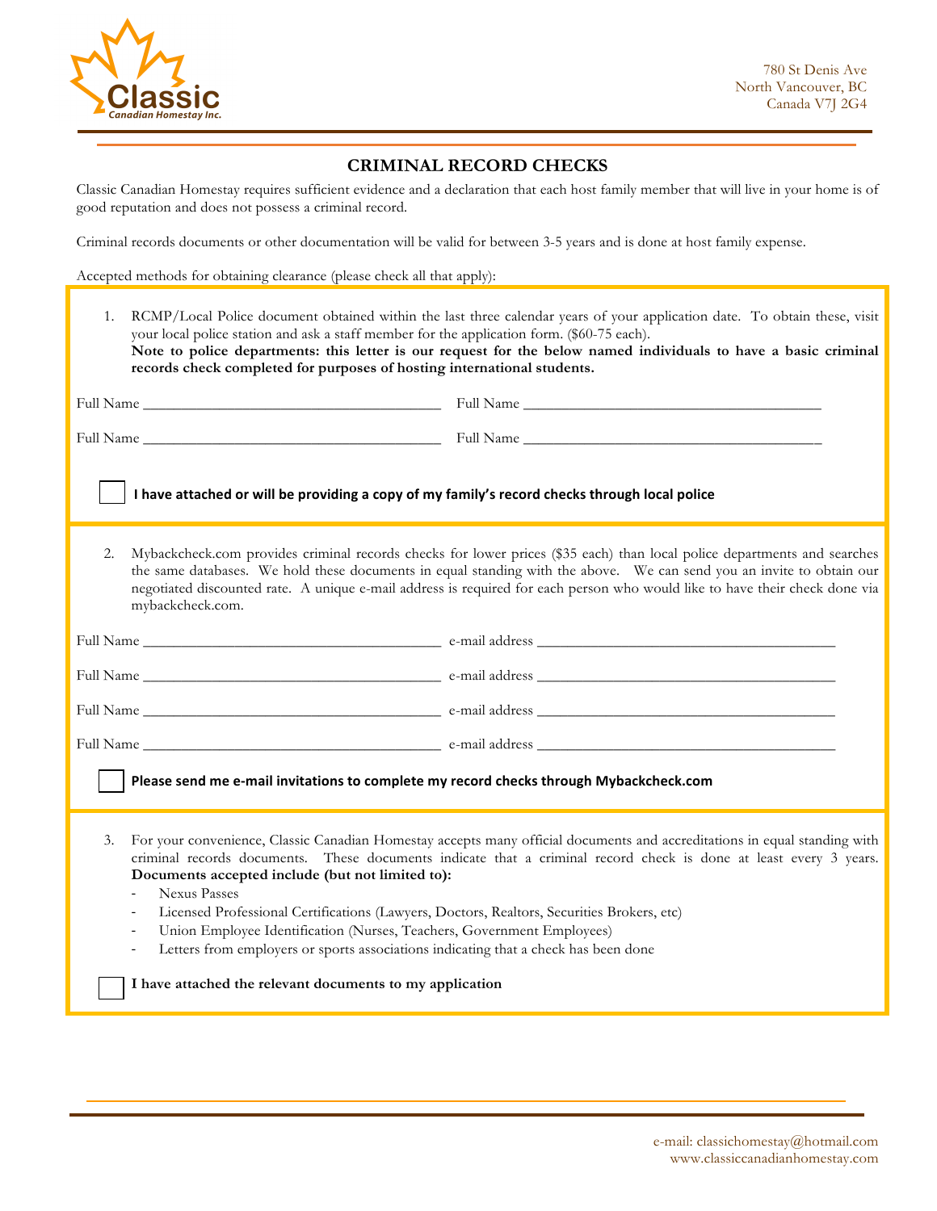Classic
Canadian Homestay Inc.

780 St Denis Ave
North Vancouver, BC
Canada V7J 2G4

## CRIMINAL RECORD CHECKS

Classic Canadian Homestay requires sufficient evidence and a declaration that each host family member that will live in your home is of good reputation and does not possess a criminal record.

Criminal records documents or other documentation will be valid for between 3-5 years and is done at host family expense.

Accepted methods for obtaining clearance (please check all that apply):

1. RCMP/Local Police document obtained within the last three calendar years of your application date. To obtain these, visit your local police station and ask a staff member for the application form. ($60-75 each).
   **Note to police departments: this letter is our request for the below named individuals to have a basic criminal records check completed for purposes of hosting international students.**

Full Name ________________________________________ Full Name ________________________________________

Full Name ________________________________________ Full Name ________________________________________

☐ **I have attached or will be providing a copy of my family's record checks through local police**

2. Mybackcheck.com provides criminal records checks for lower prices ($35 each) than local police departments and searches the same databases. We hold these documents in equal standing with the above. We can send you an invite to obtain our negotiated discounted rate. A unique e-mail address is required for each person who would like to have their check done via mybackcheck.com.

Full Name ________________________________________ e-mail address ________________________________________

Full Name ________________________________________ e-mail address ________________________________________

Full Name ________________________________________ e-mail address ________________________________________

Full Name ________________________________________ e-mail address ________________________________________

☐ **Please send me e-mail invitations to complete my record checks through Mybackcheck.com**

3. For your convenience, Classic Canadian Homestay accepts many official documents and accreditations in equal standing with criminal records documents. These documents indicate that a criminal record check is done at least every 3 years. **Documents accepted include (but not limited to):**
   - Nexus Passes
   - Licensed Professional Certifications (Lawyers, Doctors, Realtors, Securities Brokers, etc)
   - Union Employee Identification (Nurses, Teachers, Government Employees)
   - Letters from employers or sports associations indicating that a check has been done

☐ **I have attached the relevant documents to my application**

e-mail: classichomestay@hotmail.com
www.classiccanadianhomestay.com